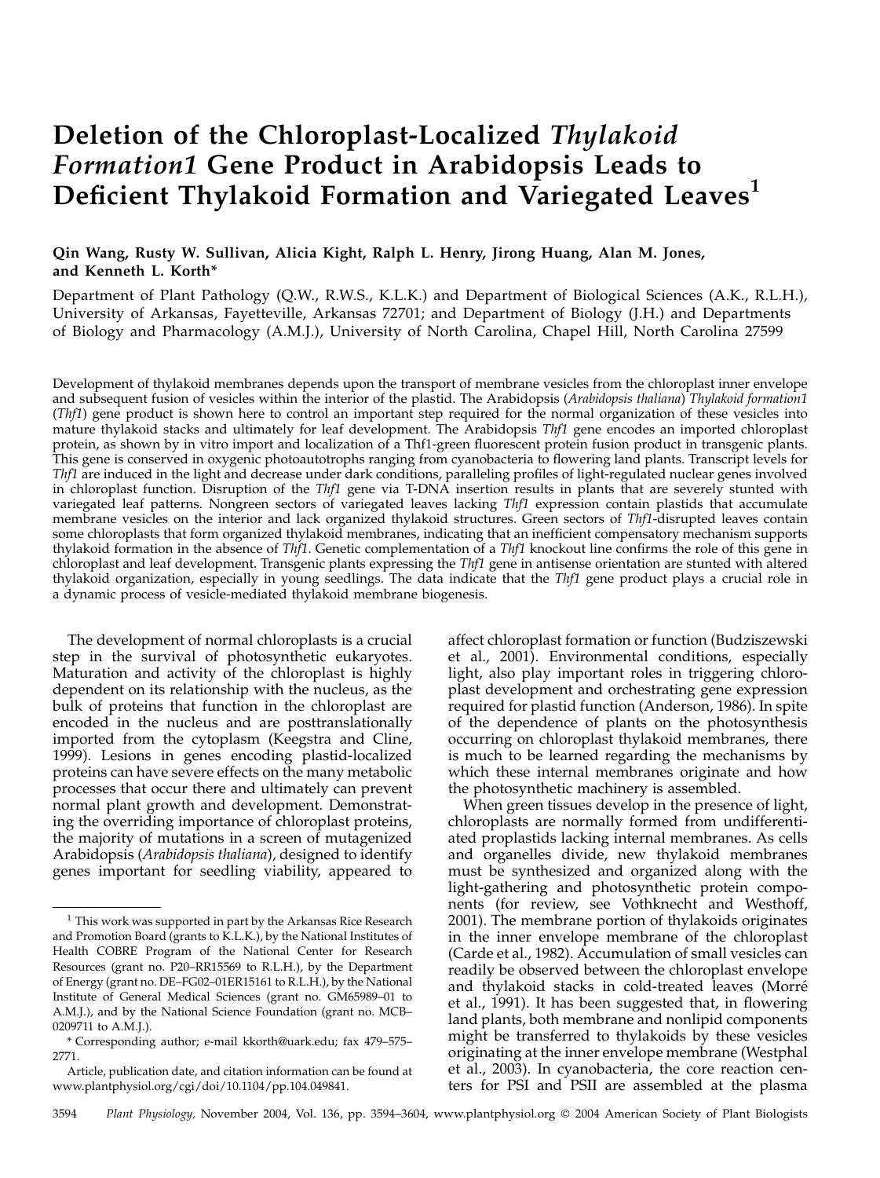# Deletion of the Chloroplast-Localized *Thylakoid Formation1* Gene Product in Arabidopsis Leads to Deficient Thylakoid Formation and Variegated Leaves[1]

**Qin Wang, Rusty W. Sullivan, Alicia Kight, Ralph L. Henry, Jirong Huang, Alan M. Jones, and Kenneth L. Korth***

Department of Plant Pathology (Q.W., R.W.S., K.L.K.) and Department of Biological Sciences (A.K., R.L.H.), University of Arkansas, Fayetteville, Arkansas 72701; and Department of Biology (J.H.) and Departments of Biology and Pharmacology (A.M.J.), University of North Carolina, Chapel Hill, North Carolina 27599

Development of thylakoid membranes depends upon the transport of membrane vesicles from the chloroplast inner envelope and subsequent fusion of vesicles within the interior of the plastid. The Arabidopsis (*Arabidopsis thaliana*) *Thylakoid formation1* (*Thf1*) gene product is shown here to control an important step required for the normal organization of these vesicles into mature thylakoid stacks and ultimately for leaf development. The Arabidopsis *Thf1* gene encodes an imported chloroplast protein, as shown by in vitro import and localization of a Thf1-green fluorescent protein fusion product in transgenic plants. This gene is conserved in oxygenic photoautotrophs ranging from cyanobacteria to flowering land plants. Transcript levels for *Thf1* are induced in the light and decrease under dark conditions, paralleling profiles of light-regulated nuclear genes involved in chloroplast function. Disruption of the *Thf1* gene via T-DNA insertion results in plants that are severely stunted with variegated leaf patterns. Nongreen sectors of variegated leaves lacking *Thf1* expression contain plastids that accumulate membrane vesicles on the interior and lack organized thylakoid structures. Green sectors of *Thf1*-disrupted leaves contain some chloroplasts that form organized thylakoid membranes, indicating that an inefficient compensatory mechanism supports thylakoid formation in the absence of *Thf1*. Genetic complementation of a *Thf1* knockout line confirms the role of this gene in chloroplast and leaf development. Transgenic plants expressing the *Thf1* gene in antisense orientation are stunted with altered thylakoid organization, especially in young seedlings. The data indicate that the *Thf1* gene product plays a crucial role in a dynamic process of vesicle-mediated thylakoid membrane biogenesis.

The development of normal chloroplasts is a crucial step in the survival of photosynthetic eukaryotes. Maturation and activity of the chloroplast is highly dependent on its relationship with the nucleus, as the bulk of proteins that function in the chloroplast are encoded in the nucleus and are posttranslationally imported from the cytoplasm (Keegstra and Cline, 1999). Lesions in genes encoding plastid-localized proteins can have severe effects on the many metabolic processes that occur there and ultimately can prevent normal plant growth and development. Demonstrating the overriding importance of chloroplast proteins, the majority of mutations in a screen of mutagenized Arabidopsis (*Arabidopsis thaliana*), designed to identify genes important for seedling viability, appeared to affect chloroplast formation or function (Budziszewski et al., 2001). Environmental conditions, especially light, also play important roles in triggering chloroplast development and orchestrating gene expression required for plastid function (Anderson, 1986). In spite of the dependence of plants on the photosynthesis occurring on chloroplast thylakoid membranes, there is much to be learned regarding the mechanisms by which these internal membranes originate and how the photosynthetic machinery is assembled.

When green tissues develop in the presence of light, chloroplasts are normally formed from undifferentiated proplastids lacking internal membranes. As cells and organelles divide, new thylakoid membranes must be synthesized and organized along with the light-gathering and photosynthetic protein components (for review, see Vothknecht and Westhoff, 2001). The membrane portion of thylakoids originates in the inner envelope membrane of the chloroplast (Carde et al., 1982). Accumulation of small vesicles can readily be observed between the chloroplast envelope and thylakoid stacks in cold-treated leaves (Morré et al., 1991). It has been suggested that, in flowering land plants, both membrane and nonlipid components might be transferred to thylakoids by these vesicles originating at the inner envelope membrane (Westphal et al., 2003). In cyanobacteria, the core reaction centers for PSI and PSII are assembled at the plasma

[1] This work was supported in part by the Arkansas Rice Research and Promotion Board (grants to K.L.K.), by the National Institutes of Health COBRE Program of the National Center for Research Resources (grant no. P20–RR15569 to R.L.H.), by the Department of Energy (grant no. DE–FG02–01ER15161 to R.L.H.), by the National Institute of General Medical Sciences (grant no. GM65989–01 to A.M.J.), and by the National Science Foundation (grant no. MCB–0209711 to A.M.J.).

* Corresponding author; e-mail kkorth@uark.edu; fax 479–575–2771.

Article, publication date, and citation information can be found at www.plantphysiol.org/cgi/doi/10.1104/pp.104.049841.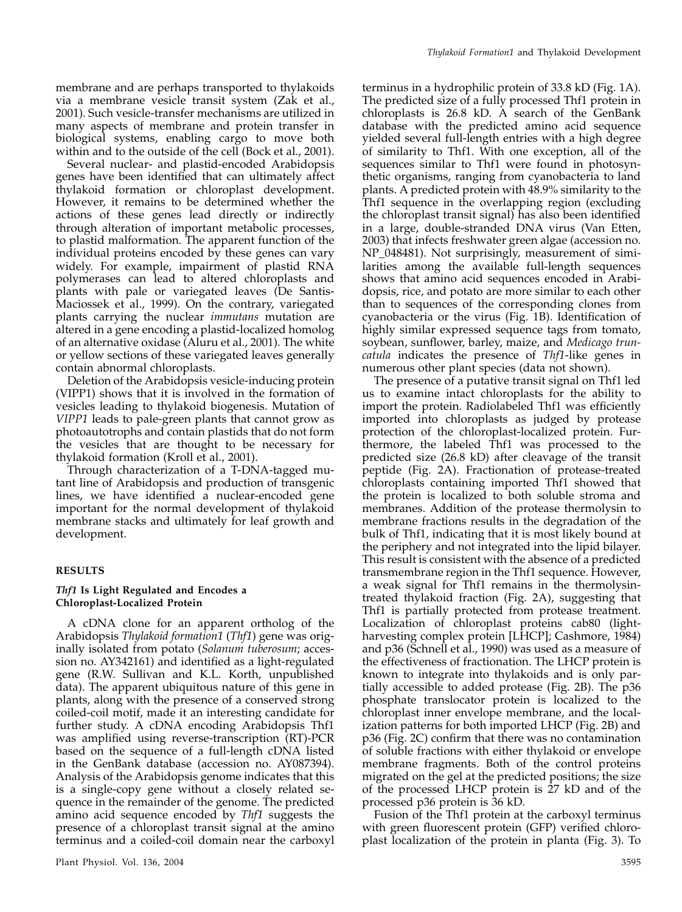membrane and are perhaps transported to thylakoids via a membrane vesicle transit system (Zak et al., 2001). Such vesicle-transfer mechanisms are utilized in many aspects of membrane and protein transfer in biological systems, enabling cargo to move both within and to the outside of the cell (Bock et al., 2001).

Several nuclear- and plastid-encoded Arabidopsis genes have been identified that can ultimately affect thylakoid formation or chloroplast development. However, it remains to be determined whether the actions of these genes lead directly or indirectly through alteration of important metabolic processes, to plastid malformation. The apparent function of the individual proteins encoded by these genes can vary widely. For example, impairment of plastid RNA polymerases can lead to altered chloroplasts and plants with pale or variegated leaves (De Santis-Maciossek et al., 1999). On the contrary, variegated plants carrying the nuclear *immutans* mutation are altered in a gene encoding a plastid-localized homolog of an alternative oxidase (Aluru et al., 2001). The white or yellow sections of these variegated leaves generally contain abnormal chloroplasts.

Deletion of the Arabidopsis vesicle-inducing protein (VIPP1) shows that it is involved in the formation of vesicles leading to thylakoid biogenesis. Mutation of *VIPP1* leads to pale-green plants that cannot grow as photoautotrophs and contain plastids that do not form the vesicles that are thought to be necessary for thylakoid formation (Kroll et al., 2001).

Through characterization of a T-DNA-tagged mutant line of Arabidopsis and production of transgenic lines, we have identified a nuclear-encoded gene important for the normal development of thylakoid membrane stacks and ultimately for leaf growth and development.

## RESULTS

### *Thf1* Is Light Regulated and Encodes a Chloroplast-Localized Protein

A cDNA clone for an apparent ortholog of the Arabidopsis *Thylakoid formation1* (*Thf1*) gene was originally isolated from potato (*Solanum tuberosum*; accession no. AY342161) and identified as a light-regulated gene (R.W. Sullivan and K.L. Korth, unpublished data). The apparent ubiquitous nature of this gene in plants, along with the presence of a conserved strong coiled-coil motif, made it an interesting candidate for further study. A cDNA encoding Arabidopsis Thf1 was amplified using reverse-transcription (RT)-PCR based on the sequence of a full-length cDNA listed in the GenBank database (accession no. AY087394). Analysis of the Arabidopsis genome indicates that this is a single-copy gene without a closely related sequence in the remainder of the genome. The predicted amino acid sequence encoded by *Thf1* suggests the presence of a chloroplast transit signal at the amino terminus and a coiled-coil domain near the carboxyl terminus in a hydrophilic protein of 33.8 kD (Fig. 1A). The predicted size of a fully processed Thf1 protein in chloroplasts is 26.8 kD. A search of the GenBank database with the predicted amino acid sequence yielded several full-length entries with a high degree of similarity to Thf1. With one exception, all of the sequences similar to Thf1 were found in photosynthetic organisms, ranging from cyanobacteria to land plants. A predicted protein with 48.9% similarity to the Thf1 sequence in the overlapping region (excluding the chloroplast transit signal) has also been identified in a large, double-stranded DNA virus (Van Etten, 2003) that infects freshwater green algae (accession no. NP_048481). Not surprisingly, measurement of similarities among the available full-length sequences shows that amino acid sequences encoded in Arabidopsis, rice, and potato are more similar to each other than to sequences of the corresponding clones from cyanobacteria or the virus (Fig. 1B). Identification of highly similar expressed sequence tags from tomato, soybean, sunflower, barley, maize, and *Medicago truncatula* indicates the presence of *Thf1*-like genes in numerous other plant species (data not shown).

The presence of a putative transit signal on Thf1 led us to examine intact chloroplasts for the ability to import the protein. Radiolabeled Thf1 was efficiently imported into chloroplasts as judged by protease protection of the chloroplast-localized protein. Furthermore, the labeled Thf1 was processed to the predicted size (26.8 kD) after cleavage of the transit peptide (Fig. 2A). Fractionation of protease-treated chloroplasts containing imported Thf1 showed that the protein is localized to both soluble stroma and membranes. Addition of the protease thermolysin to membrane fractions results in the degradation of the bulk of Thf1, indicating that it is most likely bound at the periphery and not integrated into the lipid bilayer. This result is consistent with the absence of a predicted transmembrane region in the Thf1 sequence. However, a weak signal for Thf1 remains in the thermolysin-treated thylakoid fraction (Fig. 2A), suggesting that Thf1 is partially protected from protease treatment. Localization of chloroplast proteins cab80 (light-harvesting complex protein [LHCP]; Cashmore, 1984) and p36 (Schnell et al., 1990) was used as a measure of the effectiveness of fractionation. The LHCP protein is known to integrate into thylakoids and is only partially accessible to added protease (Fig. 2B). The p36 phosphate translocator protein is localized to the chloroplast inner envelope membrane, and the localization patterns for both imported LHCP (Fig. 2B) and p36 (Fig. 2C) confirm that there was no contamination of soluble fractions with either thylakoid or envelope membrane fragments. Both of the control proteins migrated on the gel at the predicted positions; the size of the processed LHCP protein is 27 kD and of the processed p36 protein is 36 kD.

Fusion of the Thf1 protein at the carboxyl terminus with green fluorescent protein (GFP) verified chloroplast localization of the protein in planta (Fig. 3). To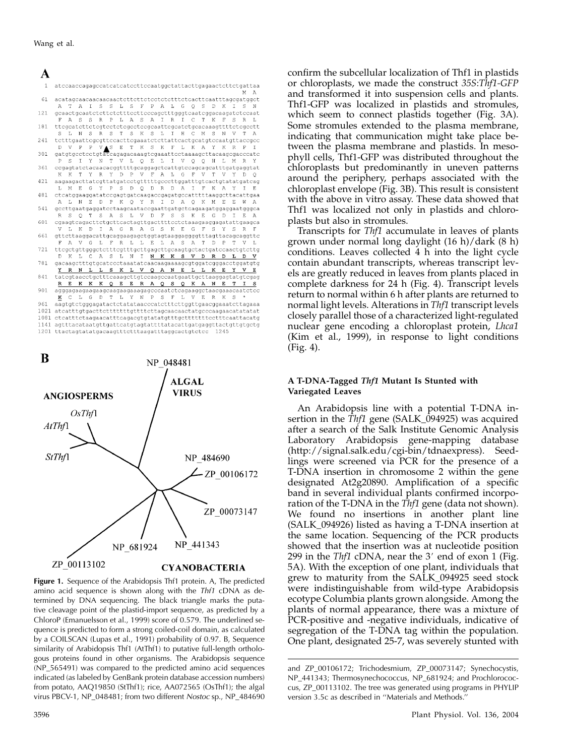**A**

```
1    atccaaccagagccatcatcatccttccaatggctattacttgagaactcttctgattaa
                                                              M  A
61   acatagcaacaacaacaactcttcttctcctctctttctcacttcaatttagcgatggct
      A  T  A  I  S  S  L  S  F  P  A  L  G  Q  S  D  K  I  S  N
121  gcaactgcaatctcttctctttccttcccagctttgggtcaatcggacaagatctccaat
      F  A  S  S  R  P  L  A  S  A  I  R  I  C  T  K  F  S  R  L
181  ttcgcatcttctcgtcctctcgcctccgcaattcgcatctgcacaaagttttctcgcctt
      S  L  N  S  R  S  T  S  K  S  L  I  H  C  M  S  N  V  T  A
241  tctttgaattcgcgttccacttcgaaatctcttattcactgcatgtccaatgttaccgcc
      D  V  P  P  V ▲S  E  T  K  S  K  F  L  K  A  Y  K  R  P  I
301  gatgtgcctcctgtatcagagacaaagtcgaaattcctaaaagcttacaagcgacccatc
      P  S  I  Y  N  T  V  L  Q  E  L  I  V  Q  Q  H  L  M  R  Y
361  ccgagtatctacaacacggttttgcaggagctcattgtccagcagcatttgatgaggtat
      K  K  T  Y  R  Y  D  P  V  F  A  L  G  F  V  T  V  Y  D  Q
421  aagaagacttatcgttatgatcctgtttttgcccttggatttgtcactgtatatgatcag
      L  M  E  G  Y  P  S  D  Q  D  R  D  A  I  F  K  A  Y  I  E
481  ctcatggaaggatatccgagtgatcaagaccgagatgccatttttaaggcttacattgaa
      A  L  N  E  D  P  K  Q  Y  R  I  D  A  Q  K  M  E  E  W  A
541  gccttgaatgaggatcctaagcaataccgaattgatgctcagaagatggaggaatgggca
      R  S  Q  T  S  A  S  L  V  D  F  S  S  K  E  G  D  I  E  A
601  cgaagtcagacttctgcttcactagttgacttttcctctaaagaaggagatattgaagca
      V  L  K  D  I  A  G  R  A  G  S  K  E  G  F  S  Y  S  R  F
661  gttcttaaggacattgcaggaagagctggtagtaaggaggggttttagttacagcaggttc
      F  A  V  G  L  F  R  L  L  E  L  A  S  A  T  D  P  T  V  L
721  ttcgctgttgggctctttcgtttgcttgagcttgcaagtgctactgatccaactgtcttg
      D  K  L  C  A  S  L  N  I  N  K  K  S  V  D  R  D  L  D  V
781  gacaagctttgtgcatccctaaatatcaacaagaaaagcgtggatcgggacctggatgtg
      Y  R  N  L  L  S  K  L  V  Q  A  N  E  L  L  K  E  Y  V  E
841  tatcgtaacctgctttcaaagcttgtccaagccaatgaattgcttaaggagtatgtcgag
      R  E  K  K  K  Q  E  E  R  A  Q  S  Q  K  A  N  E  T  I  S
901  agggagaagaagaagcaagaagaaagagcccaatctcagaaggctaacgaaacaatctcc
      K  C  L  G  D  T  L  Y  N  P  S  F  L  V  E  R  K  S  *
961  aagtgtctgggagatactctatataacccatctttcttggttgaacggaaatcttagaaa
1021 atcatttgtgacttctttttttgtttttcttagcaacaactatgcccaagaacatatatat
1081 ctcatttctaagaacatttcagacgtgtatatgtttgcttttttttcctttcaattacatg
1141 agtttacataatgttgattcatgtagtattttatacattgatgaggttactgttgtgctg
1201 ttactagtatatgacaagtttctttaagatttaggcactgtctcc  1245
```

**B**

**Figure 1.** Sequence of the Arabidopsis Thf1 protein. A, The predicted amino acid sequence is shown along with the *Thf1* cDNA as determined by DNA sequencing. The black triangle marks the putative cleavage point of the plastid-import sequence, as predicted by a ChloroP (Emanuelsson et al., 1999) score of 0.579. The underlined sequence is predicted to form a strong coiled-coil domain, as calculated by a COILSCAN (Lupas et al., 1991) probability of 0.97. B, Sequence similarity of Arabidopsis Thf1 (AtThf1) to putative full-length orthologous proteins found in other organisms. The Arabidopsis sequence (NP_565491) was compared to the predicted amino acid sequences indicated (as labeled by GenBank protein database accession numbers) from potato, AAQ19850 (StThf1); rice, AA072565 (OsThf1); the algal virus PBCV-1, NP_048481; from two different *Nostoc* sp., NP_484690 and ZP_00106172; Trichodesmium, ZP_00073147; Synechocystis, NP_441343; Thermosynechococcus, NP_681924; and Prochlorococcus, ZP_00113102. The tree was generated using programs in PHYLIP version 3.5c as described in "Materials and Methods."

confirm the subcellular localization of Thf1 in plastids or chloroplasts, we made the construct *35S:Thf1-GFP* and transformed it into suspension cells and plants. Thf1-GFP was localized in plastids and stromules, which seem to connect plastids together (Fig. 3A). Some stromules extended to the plasma membrane, indicating that communication might take place between the plasma membrane and plastids. In mesophyll cells, Thf1-GFP was distributed throughout the chloroplasts but predominantly in uneven patterns around the periphery, perhaps associated with the chloroplast envelope (Fig. 3B). This result is consistent with the above in vitro assay. These data showed that Thf1 was localized not only in plastids and chloroplasts but also in stromules.

Transcripts for *Thf1* accumulate in leaves of plants grown under normal long daylight (16 h)/dark (8 h) conditions. Leaves collected 4 h into the light cycle contain abundant transcripts, whereas transcript levels are greatly reduced in leaves from plants placed in complete darkness for 24 h (Fig. 4). Transcript levels return to normal within 6 h after plants are returned to normal light levels. Alterations in *Thf1* transcript levels closely parallel those of a characterized light-regulated nuclear gene encoding a chloroplast protein, *Lhca1* (Kim et al., 1999), in response to light conditions (Fig. 4).

### A T-DNA-Tagged *Thf1* Mutant Is Stunted with Variegated Leaves

An Arabidopsis line with a potential T-DNA insertion in the *Thf1* gene (SALK_094925) was acquired after a search of the Salk Institute Genomic Analysis Laboratory Arabidopsis gene-mapping database (http://signal.salk.edu/cgi-bin/tdnaexpress). Seedlings were screened via PCR for the presence of a T-DNA insertion in chromosome 2 within the gene designated At2g20890. Amplification of a specific band in several individual plants confirmed incorporation of the T-DNA in the *Thf1* gene (data not shown). We found no insertions in another plant line (SALK_094926) listed as having a T-DNA insertion at the same location. Sequencing of the PCR products showed that the insertion was at nucleotide position 299 in the *Thf1* cDNA, near the 3′ end of exon 1 (Fig. 5A). With the exception of one plant, individuals that grew to maturity from the SALK_094925 seed stock were indistinguishable from wild-type Arabidopsis ecotype Columbia plants grown alongside. Among the plants of normal appearance, there was a mixture of PCR-positive and -negative individuals, indicative of segregation of the T-DNA tag within the population. One plant, designated 25-7, was severely stunted with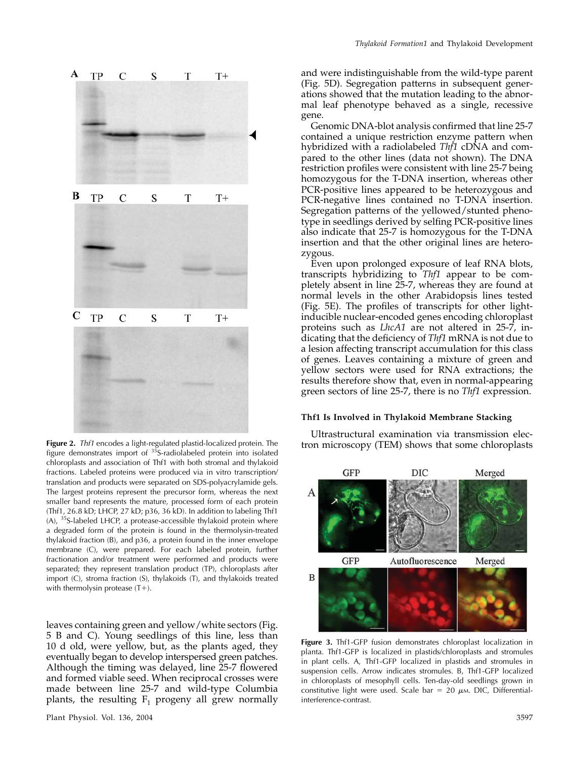**Figure 2.** *Thf1* encodes a light-regulated plastid-localized protein. The figure demonstrates import of $^{35}$S-radiolabeled protein into isolated chloroplasts and association of Thf1 with both stromal and thylakoid fractions. Labeled proteins were produced via in vitro transcription/translation and products were separated on SDS-polyacrylamide gels. The largest proteins represent the precursor form, whereas the next smaller band represents the mature, processed form of each protein (Thf1, 26.8 kD; LHCP, 27 kD; p36, 36 kD). In addition to labeling Thf1 (A), $^{35}$S-labeled LHCP, a protease-accessible thylakoid protein where a degraded form of the protein is found in the thermolysin-treated thylakoid fraction (B), and p36, a protein found in the inner envelope membrane (C), were prepared. For each labeled protein, further fractionation and/or treatment were performed and products were separated; they represent translation product (TP), chloroplasts after import (C), stroma fraction (S), thylakoids (T), and thylakoids treated with thermolysin protease (T+).

leaves containing green and yellow/white sectors (Fig. 5 B and C). Young seedlings of this line, less than 10 d old, were yellow, but, as the plants aged, they eventually began to develop interspersed green patches. Although the timing was delayed, line 25-7 flowered and formed viable seed. When reciprocal crosses were made between line 25-7 and wild-type Columbia plants, the resulting $F_1$ progeny all grew normally and were indistinguishable from the wild-type parent (Fig. 5D). Segregation patterns in subsequent generations showed that the mutation leading to the abnormal leaf phenotype behaved as a single, recessive gene.

Genomic DNA-blot analysis confirmed that line 25-7 contained a unique restriction enzyme pattern when hybridized with a radiolabeled *Thf1* cDNA and compared to the other lines (data not shown). The DNA restriction profiles were consistent with line 25-7 being homozygous for the T-DNA insertion, whereas other PCR-positive lines appeared to be heterozygous and PCR-negative lines contained no T-DNA insertion. Segregation patterns of the yellowed/stunted phenotype in seedlings derived by selfing PCR-positive lines also indicate that 25-7 is homozygous for the T-DNA insertion and that the other original lines are heterozygous.

Even upon prolonged exposure of leaf RNA blots, transcripts hybridizing to *Thf1* appear to be completely absent in line 25-7, whereas they are found at normal levels in the other Arabidopsis lines tested (Fig. 5E). The profiles of transcripts for other light-inducible nuclear-encoded genes encoding chloroplast proteins such as *LhcA1* are not altered in 25-7, indicating that the deficiency of *Thf1* mRNA is not due to a lesion affecting transcript accumulation for this class of genes. Leaves containing a mixture of green and yellow sectors were used for RNA extractions; the results therefore show that, even in normal-appearing green sectors of line 25-7, there is no *Thf1* expression.

### Thf1 Is Involved in Thylakoid Membrane Stacking

Ultrastructural examination via transmission electron microscopy (TEM) shows that some chloroplasts

**Figure 3.** Thf1-GFP fusion demonstrates chloroplast localization in planta. Thf1-GFP is localized in plastids/chloroplasts and stromules in plant cells. A, Thf1-GFP localized in plastids and stromules in suspension cells. Arrow indicates stromules. B, Thf1-GFP localized in chloroplasts of mesophyll cells. Ten-day-old seedlings grown in constitutive light were used. Scale bar = 20 $\mu$M. DIC, Differential-interference-contrast.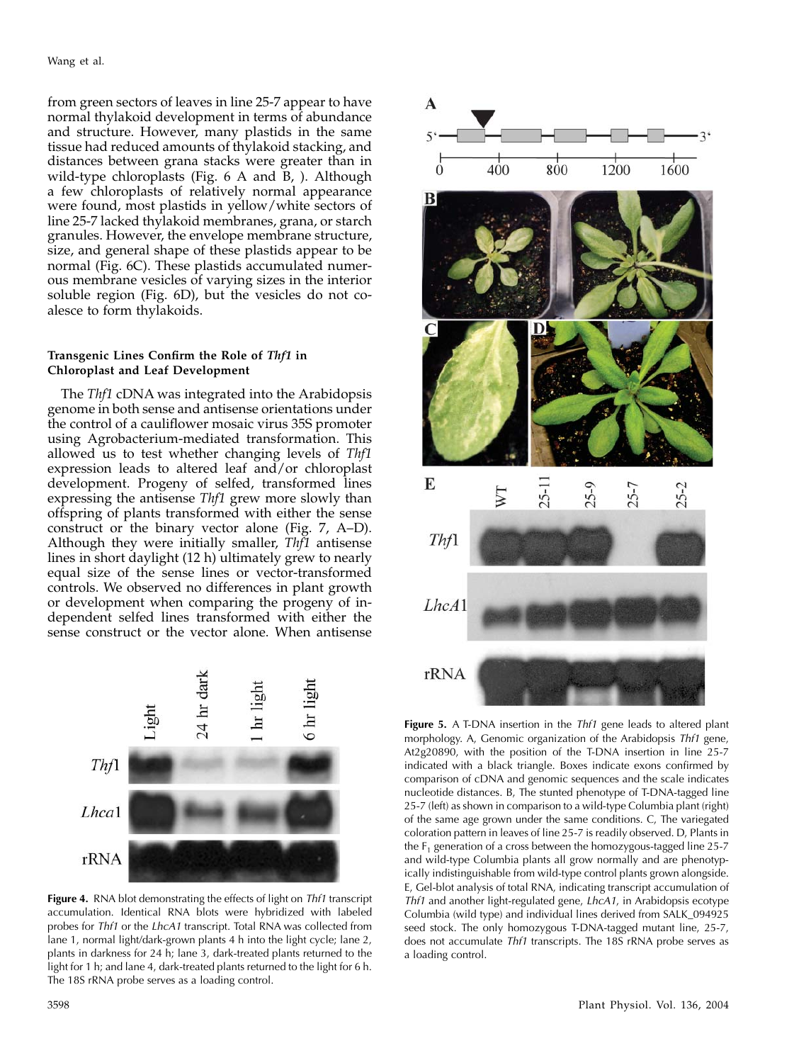from green sectors of leaves in line 25-7 appear to have normal thylakoid development in terms of abundance and structure. However, many plastids in the same tissue had reduced amounts of thylakoid stacking, and distances between grana stacks were greater than in wild-type chloroplasts (Fig. 6 A and B, ). Although a few chloroplasts of relatively normal appearance were found, most plastids in yellow/white sectors of line 25-7 lacked thylakoid membranes, grana, or starch granules. However, the envelope membrane structure, size, and general shape of these plastids appear to be normal (Fig. 6C). These plastids accumulated numerous membrane vesicles of varying sizes in the interior soluble region (Fig. 6D), but the vesicles do not coalesce to form thylakoids.

### Transgenic Lines Confirm the Role of *Thf1* in Chloroplast and Leaf Development

The *Thf1* cDNA was integrated into the Arabidopsis genome in both sense and antisense orientations under the control of a cauliflower mosaic virus 35S promoter using Agrobacterium-mediated transformation. This allowed us to test whether changing levels of *Thf1* expression leads to altered leaf and/or chloroplast development. Progeny of selfed, transformed lines expressing the antisense *Thf1* grew more slowly than offspring of plants transformed with either the sense construct or the binary vector alone (Fig. 7, A–D). Although they were initially smaller, *Thf1* antisense lines in short daylight (12 h) ultimately grew to nearly equal size of the sense lines or vector-transformed controls. We observed no differences in plant growth or development when comparing the progeny of independent selfed lines transformed with either the sense construct or the vector alone. When antisense

**Figure 4.** RNA blot demonstrating the effects of light on *Thf1* transcript accumulation. Identical RNA blots were hybridized with labeled probes for *Thf1* or the *LhcA1* transcript. Total RNA was collected from lane 1, normal light/dark-grown plants 4 h into the light cycle; lane 2, plants in darkness for 24 h; lane 3, dark-treated plants returned to the light for 1 h; and lane 4, dark-treated plants returned to the light for 6 h. The 18S rRNA probe serves as a loading control.

**Figure 5.** A T-DNA insertion in the *Thf1* gene leads to altered plant morphology. A, Genomic organization of the Arabidopsis *Thf1* gene, At2g20890, with the position of the T-DNA insertion in line 25-7 indicated with a black triangle. Boxes indicate exons confirmed by comparison of cDNA and genomic sequences and the scale indicates nucleotide distances. B, The stunted phenotype of T-DNA-tagged line 25-7 (left) as shown in comparison to a wild-type Columbia plant (right) of the same age grown under the same conditions. C, The variegated coloration pattern in leaves of line 25-7 is readily observed. D, Plants in the $F_1$ generation of a cross between the homozygous-tagged line 25-7 and wild-type Columbia plants all grow normally and are phenotypically indistinguishable from wild-type control plants grown alongside. E, Gel-blot analysis of total RNA, indicating transcript accumulation of *Thf1* and another light-regulated gene, *LhcA1*, in Arabidopsis ecotype Columbia (wild type) and individual lines derived from SALK_094925 seed stock. The only homozygous T-DNA-tagged mutant line, 25-7, does not accumulate *Thf1* transcripts. The 18S rRNA probe serves as a loading control.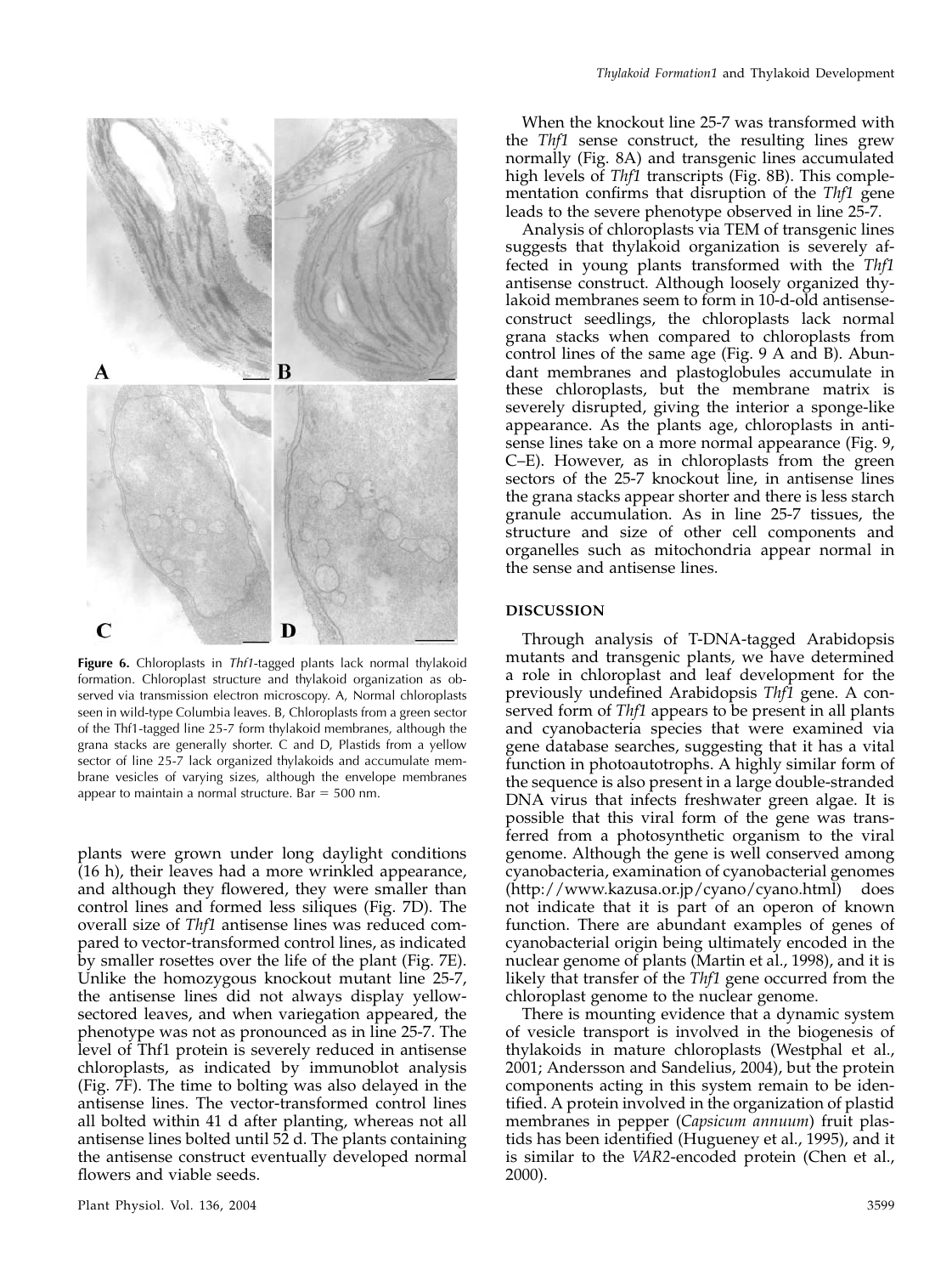**Figure 6.** Chloroplasts in *Thf1*-tagged plants lack normal thylakoid formation. Chloroplast structure and thylakoid organization as observed via transmission electron microscopy. A, Normal chloroplasts seen in wild-type Columbia leaves. B, Chloroplasts from a green sector of the Thf1-tagged line 25-7 form thylakoid membranes, although the grana stacks are generally shorter. C and D, Plastids from a yellow sector of line 25-7 lack organized thylakoids and accumulate membrane vesicles of varying sizes, although the envelope membranes appear to maintain a normal structure. Bar = 500 nm.

plants were grown under long daylight conditions (16 h), their leaves had a more wrinkled appearance, and although they flowered, they were smaller than control lines and formed less siliques (Fig. 7D). The overall size of *Thf1* antisense lines was reduced compared to vector-transformed control lines, as indicated by smaller rosettes over the life of the plant (Fig. 7E). Unlike the homozygous knockout mutant line 25-7, the antisense lines did not always display yellow-sectored leaves, and when variegation appeared, the phenotype was not as pronounced as in line 25-7. The level of Thf1 protein is severely reduced in antisense chloroplasts, as indicated by immunoblot analysis (Fig. 7F). The time to bolting was also delayed in the antisense lines. The vector-transformed control lines all bolted within 41 d after planting, whereas not all antisense lines bolted until 52 d. The plants containing the antisense construct eventually developed normal flowers and viable seeds.

When the knockout line 25-7 was transformed with the *Thf1* sense construct, the resulting lines grew normally (Fig. 8A) and transgenic lines accumulated high levels of *Thf1* transcripts (Fig. 8B). This complementation confirms that disruption of the *Thf1* gene leads to the severe phenotype observed in line 25-7.

Analysis of chloroplasts via TEM of transgenic lines suggests that thylakoid organization is severely affected in young plants transformed with the *Thf1* antisense construct. Although loosely organized thylakoid membranes seem to form in 10-d-old antisense-construct seedlings, the chloroplasts lack normal grana stacks when compared to chloroplasts from control lines of the same age (Fig. 9 A and B). Abundant membranes and plastoglobules accumulate in these chloroplasts, but the membrane matrix is severely disrupted, giving the interior a sponge-like appearance. As the plants age, chloroplasts in antisense lines take on a more normal appearance (Fig. 9, C–E). However, as in chloroplasts from the green sectors of the 25-7 knockout line, in antisense lines the grana stacks appear shorter and there is less starch granule accumulation. As in line 25-7 tissues, the structure and size of other cell components and organelles such as mitochondria appear normal in the sense and antisense lines.

## DISCUSSION

Through analysis of T-DNA-tagged Arabidopsis mutants and transgenic plants, we have determined a role in chloroplast and leaf development for the previously undefined Arabidopsis *Thf1* gene. A conserved form of *Thf1* appears to be present in all plants and cyanobacteria species that were examined via gene database searches, suggesting that it has a vital function in photoautotrophs. A highly similar form of the sequence is also present in a large double-stranded DNA virus that infects freshwater green algae. It is possible that this viral form of the gene was transferred from a photosynthetic organism to the viral genome. Although the gene is well conserved among cyanobacteria, examination of cyanobacterial genomes (http://www.kazusa.or.jp/cyano/cyano.html) does not indicate that it is part of an operon of known function. There are abundant examples of genes of cyanobacterial origin being ultimately encoded in the nuclear genome of plants (Martin et al., 1998), and it is likely that transfer of the *Thf1* gene occurred from the chloroplast genome to the nuclear genome.

There is mounting evidence that a dynamic system of vesicle transport is involved in the biogenesis of thylakoids in mature chloroplasts (Westphal et al., 2001; Andersson and Sandelius, 2004), but the protein components acting in this system remain to be identified. A protein involved in the organization of plastid membranes in pepper (*Capsicum annuum*) fruit plastids has been identified (Hugueney et al., 1995), and it is similar to the *VAR2*-encoded protein (Chen et al., 2000).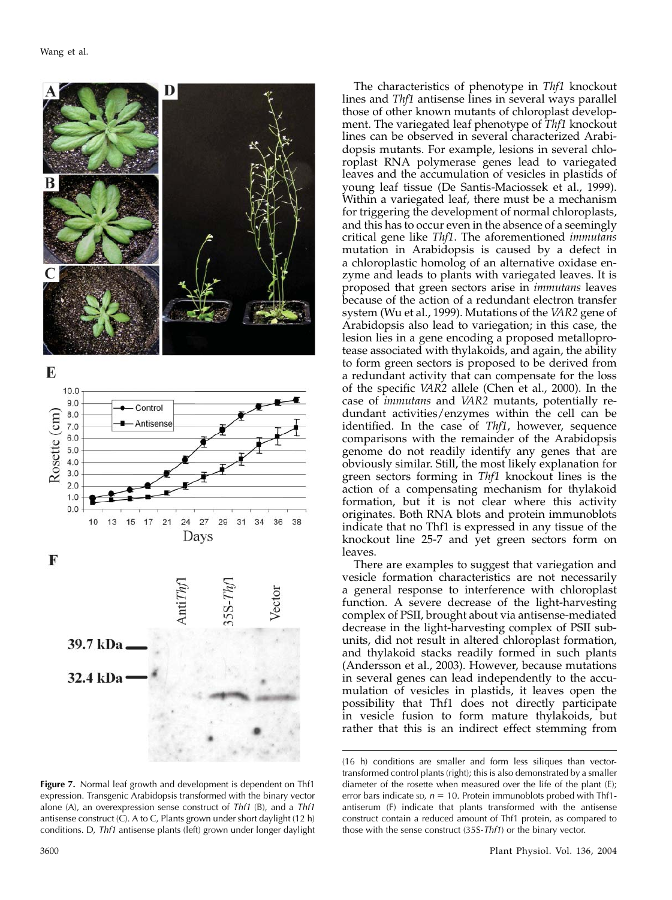The characteristics of phenotype in *Thf1* knockout lines and *Thf1* antisense lines in several ways parallel those of other known mutants of chloroplast development. The variegated leaf phenotype of *Thf1* knockout lines can be observed in several characterized Arabidopsis mutants. For example, lesions in several chloroplast RNA polymerase genes lead to variegated leaves and the accumulation of vesicles in plastids of young leaf tissue (De Santis-Maciossek et al., 1999). Within a variegated leaf, there must be a mechanism for triggering the development of normal chloroplasts, and this has to occur even in the absence of a seemingly critical gene like *Thf1*. The aforementioned *immutans* mutation in Arabidopsis is caused by a defect in a chloroplastic homolog of an alternative oxidase enzyme and leads to plants with variegated leaves. It is proposed that green sectors arise in *immutans* leaves because of the action of a redundant electron transfer system (Wu et al., 1999). Mutations of the *VAR2* gene of Arabidopsis also lead to variegation; in this case, the lesion lies in a gene encoding a proposed metalloprotease associated with thylakoids, and again, the ability to form green sectors is proposed to be derived from a redundant activity that can compensate for the loss of the specific *VAR2* allele (Chen et al., 2000). In the case of *immutans* and *VAR2* mutants, potentially redundant activities/enzymes within the cell can be identified. In the case of *Thf1*, however, sequence comparisons with the remainder of the Arabidopsis genome do not readily identify any genes that are obviously similar. Still, the most likely explanation for green sectors forming in *Thf1* knockout lines is the action of a compensating mechanism for thylakoid formation, but it is not clear where this activity originates. Both RNA blots and protein immunoblots indicate that no Thf1 is expressed in any tissue of the knockout line 25-7 and yet green sectors form on leaves.

There are examples to suggest that variegation and vesicle formation characteristics are not necessarily a general response to interference with chloroplast function. A severe decrease of the light-harvesting complex of PSII, brought about via antisense-mediated decrease in the light-harvesting complex of PSII subunits, did not result in altered chloroplast formation, and thylakoid stacks readily formed in such plants (Andersson et al., 2003). However, because mutations in several genes can lead independently to the accumulation of vesicles in plastids, it leaves open the possibility that Thf1 does not directly participate in vesicle fusion to form mature thylakoids, but rather that this is an indirect effect stemming from

**Figure 7.** Normal leaf growth and development is dependent on Thf1 expression. Transgenic Arabidopsis transformed with the binary vector alone (A), an overexpression sense construct of *Thf1* (B), and a *Thf1* antisense construct (C). A to C, Plants grown under short daylight (12 h) conditions. D, *Thf1* antisense plants (left) grown under longer daylight (16 h) conditions are smaller and form less siliques than vector-transformed control plants (right); this is also demonstrated by a smaller diameter of the rosette when measured over the life of the plant (E); error bars indicate SD, $n = 10$. Protein immunoblots probed with Thf1-antiserum (F) indicate that plants transformed with the antisense construct contain a reduced amount of Thf1 protein, as compared to those with the sense construct (35S-*Thf1*) or the binary vector.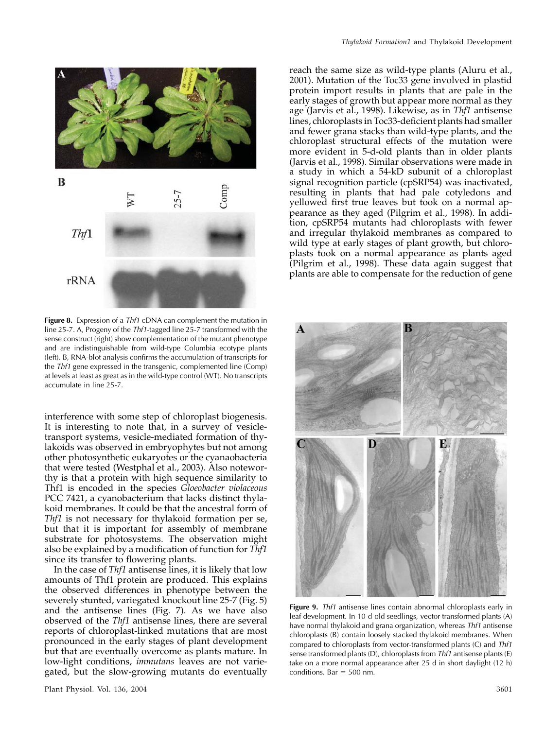**Figure 8.** Expression of a *Thf1* cDNA can complement the mutation in line 25-7. A, Progeny of the *Thf1*-tagged line 25-7 transformed with the sense construct (right) show complementation of the mutant phenotype and are indistinguishable from wild-type Columbia ecotype plants (left). B, RNA-blot analysis confirms the accumulation of transcripts for the *Thf1* gene expressed in the transgenic, complemented line (Comp) at levels at least as great as in the wild-type control (WT). No transcripts accumulate in line 25-7.

interference with some step of chloroplast biogenesis. It is interesting to note that, in a survey of vesicle-transport systems, vesicle-mediated formation of thylakoids was observed in embryophytes but not among other photosynthetic eukaryotes or the cyanaobacteria that were tested (Westphal et al., 2003). Also noteworthy is that a protein with high sequence similarity to Thf1 is encoded in the species *Gloeobacter violaceous* PCC 7421, a cyanobacterium that lacks distinct thylakoid membranes. It could be that the ancestral form of *Thf1* is not necessary for thylakoid formation per se, but that it is important for assembly of membrane substrate for photosystems. The observation might also be explained by a modification of function for *Thf1* since its transfer to flowering plants.

In the case of *Thf1* antisense lines, it is likely that low amounts of Thf1 protein are produced. This explains the observed differences in phenotype between the severely stunted, variegated knockout line 25-7 (Fig. 5) and the antisense lines (Fig. 7). As we have also observed of the *Thf1* antisense lines, there are several reports of chloroplast-linked mutations that are most pronounced in the early stages of plant development but that are eventually overcome as plants mature. In low-light conditions, *immutans* leaves are not variegated, but the slow-growing mutants do eventually reach the same size as wild-type plants (Aluru et al., 2001). Mutation of the Toc33 gene involved in plastid protein import results in plants that are pale in the early stages of growth but appear more normal as they age (Jarvis et al., 1998). Likewise, as in *Thf1* antisense lines, chloroplasts in Toc33-deficient plants had smaller and fewer grana stacks than wild-type plants, and the chloroplast structural effects of the mutation were more evident in 5-d-old plants than in older plants (Jarvis et al., 1998). Similar observations were made in a study in which a 54-kD subunit of a chloroplast signal recognition particle (cpSRP54) was inactivated, resulting in plants that had pale cotyledons and yellowed first true leaves but took on a normal appearance as they aged (Pilgrim et al., 1998). In addition, cpSRP54 mutants had chloroplasts with fewer and irregular thylakoid membranes as compared to wild type at early stages of plant growth, but chloroplasts took on a normal appearance as plants aged (Pilgrim et al., 1998). These data again suggest that plants are able to compensate for the reduction of gene

**Figure 9.** *Thf1* antisense lines contain abnormal chloroplasts early in leaf development. In 10-d-old seedlings, vector-transformed plants (A) have normal thylakoid and grana organization, whereas *Thf1* antisense chloroplasts (B) contain loosely stacked thylakoid membranes. When compared to chloroplasts from vector-transformed plants (C) and *Thf1* sense transformed plants (D), chloroplasts from *Thf1* antisense plants (E) take on a more normal appearance after 25 d in short daylight (12 h) conditions. Bar = 500 nm.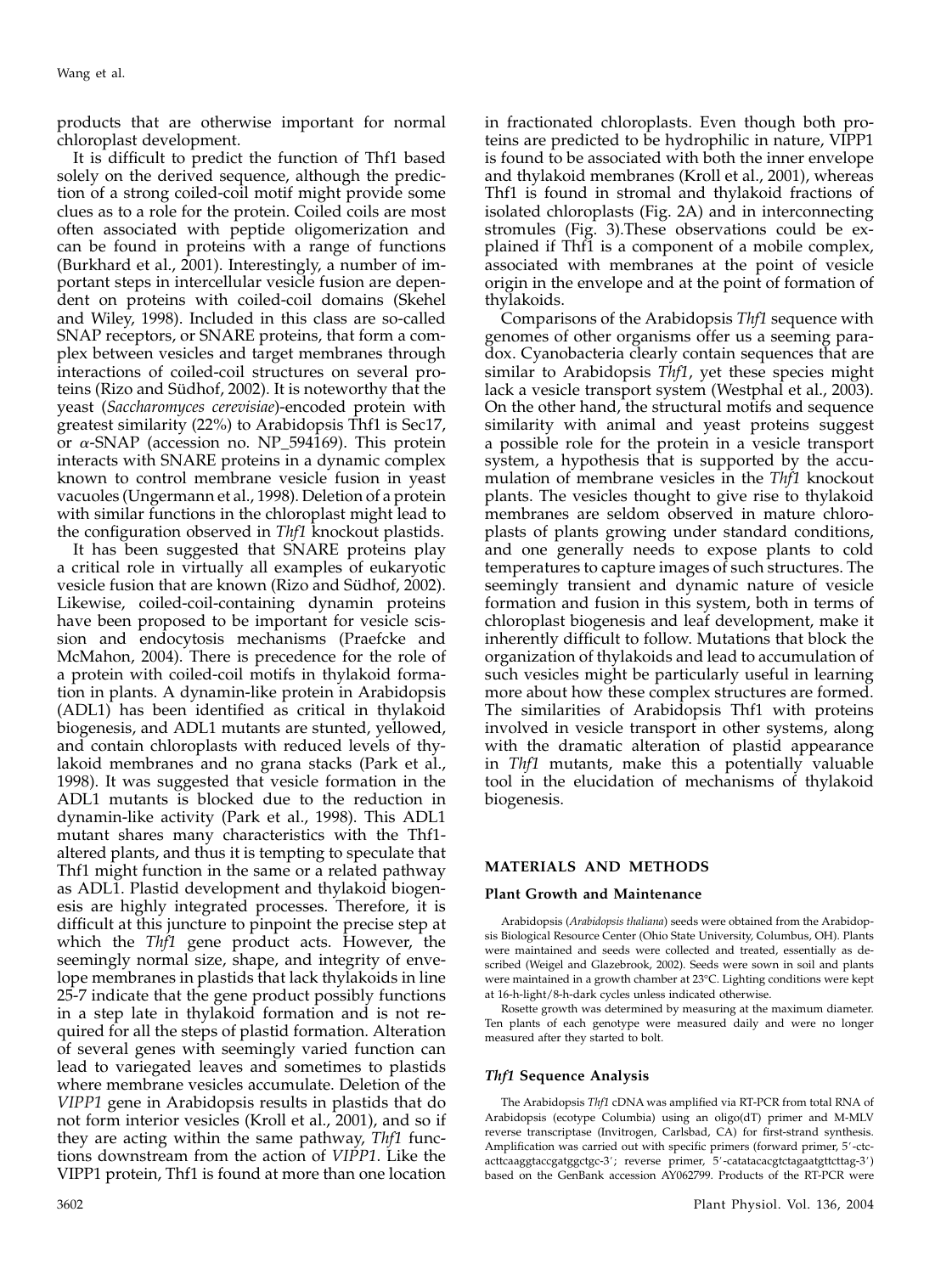products that are otherwise important for normal chloroplast development.

It is difficult to predict the function of Thf1 based solely on the derived sequence, although the prediction of a strong coiled-coil motif might provide some clues as to a role for the protein. Coiled coils are most often associated with peptide oligomerization and can be found in proteins with a range of functions (Burkhard et al., 2001). Interestingly, a number of important steps in intercellular vesicle fusion are dependent on proteins with coiled-coil domains (Skehel and Wiley, 1998). Included in this class are so-called SNAP receptors, or SNARE proteins, that form a complex between vesicles and target membranes through interactions of coiled-coil structures on several proteins (Rizo and Südhof, 2002). It is noteworthy that the yeast (*Saccharomyces cerevisiae*)-encoded protein with greatest similarity (22%) to Arabidopsis Thf1 is Sec17, or α-SNAP (accession no. NP_594169). This protein interacts with SNARE proteins in a dynamic complex known to control membrane vesicle fusion in yeast vacuoles (Ungermann et al., 1998). Deletion of a protein with similar functions in the chloroplast might lead to the configuration observed in *Thf1* knockout plastids.

It has been suggested that SNARE proteins play a critical role in virtually all examples of eukaryotic vesicle fusion that are known (Rizo and Südhof, 2002). Likewise, coiled-coil-containing dynamin proteins have been proposed to be important for vesicle scission and endocytosis mechanisms (Praefcke and McMahon, 2004). There is precedence for the role of a protein with coiled-coil motifs in thylakoid formation in plants. A dynamin-like protein in Arabidopsis (ADL1) has been identified as critical in thylakoid biogenesis, and ADL1 mutants are stunted, yellowed, and contain chloroplasts with reduced levels of thylakoid membranes and no grana stacks (Park et al., 1998). It was suggested that vesicle formation in the ADL1 mutants is blocked due to the reduction in dynamin-like activity (Park et al., 1998). This ADL1 mutant shares many characteristics with the Thf1-altered plants, and thus it is tempting to speculate that Thf1 might function in the same or a related pathway as ADL1. Plastid development and thylakoid biogenesis are highly integrated processes. Therefore, it is difficult at this juncture to pinpoint the precise step at which the *Thf1* gene product acts. However, the seemingly normal size, shape, and integrity of envelope membranes in plastids that lack thylakoids in line 25-7 indicate that the gene product possibly functions in a step late in thylakoid formation and is not required for all the steps of plastid formation. Alteration of several genes with seemingly varied function can lead to variegated leaves and sometimes to plastids where membrane vesicles accumulate. Deletion of the *VIPP1* gene in Arabidopsis results in plastids that do not form interior vesicles (Kroll et al., 2001), and so if they are acting within the same pathway, *Thf1* functions downstream from the action of *VIPP1*. Like the VIPP1 protein, Thf1 is found at more than one location in fractionated chloroplasts. Even though both proteins are predicted to be hydrophilic in nature, VIPP1 is found to be associated with both the inner envelope and thylakoid membranes (Kroll et al., 2001), whereas Thf1 is found in stromal and thylakoid fractions of isolated chloroplasts (Fig. 2A) and in interconnecting stromules (Fig. 3).These observations could be explained if Thf1 is a component of a mobile complex, associated with membranes at the point of vesicle origin in the envelope and at the point of formation of thylakoids.

Comparisons of the Arabidopsis *Thf1* sequence with genomes of other organisms offer us a seeming paradox. Cyanobacteria clearly contain sequences that are similar to Arabidopsis *Thf1*, yet these species might lack a vesicle transport system (Westphal et al., 2003). On the other hand, the structural motifs and sequence similarity with animal and yeast proteins suggest a possible role for the protein in a vesicle transport system, a hypothesis that is supported by the accumulation of membrane vesicles in the *Thf1* knockout plants. The vesicles thought to give rise to thylakoid membranes are seldom observed in mature chloroplasts of plants growing under standard conditions, and one generally needs to expose plants to cold temperatures to capture images of such structures. The seemingly transient and dynamic nature of vesicle formation and fusion in this system, both in terms of chloroplast biogenesis and leaf development, make it inherently difficult to follow. Mutations that block the organization of thylakoids and lead to accumulation of such vesicles might be particularly useful in learning more about how these complex structures are formed. The similarities of Arabidopsis Thf1 with proteins involved in vesicle transport in other systems, along with the dramatic alteration of plastid appearance in *Thf1* mutants, make this a potentially valuable tool in the elucidation of mechanisms of thylakoid biogenesis.

## MATERIALS AND METHODS

### Plant Growth and Maintenance

Arabidopsis (*Arabidopsis thaliana*) seeds were obtained from the Arabidopsis Biological Resource Center (Ohio State University, Columbus, OH). Plants were maintained and seeds were collected and treated, essentially as described (Weigel and Glazebrook, 2002). Seeds were sown in soil and plants were maintained in a growth chamber at 23°C. Lighting conditions were kept at 16-h-light/8-h-dark cycles unless indicated otherwise.

Rosette growth was determined by measuring at the maximum diameter. Ten plants of each genotype were measured daily and were no longer measured after they started to bolt.

### *Thf1* Sequence Analysis

The Arabidopsis *Thf1* cDNA was amplified via RT-PCR from total RNA of Arabidopsis (ecotype Columbia) using an oligo(dT) primer and M-MLV reverse transcriptase (Invitrogen, Carlsbad, CA) for first-strand synthesis. Amplification was carried out with specific primers (forward primer, 5′-ctcacttcaaggtaccgatggctgc-3′; reverse primer, 5′-catatacacgtctagaatgttcttag-3′) based on the GenBank accession AY062799. Products of the RT-PCR were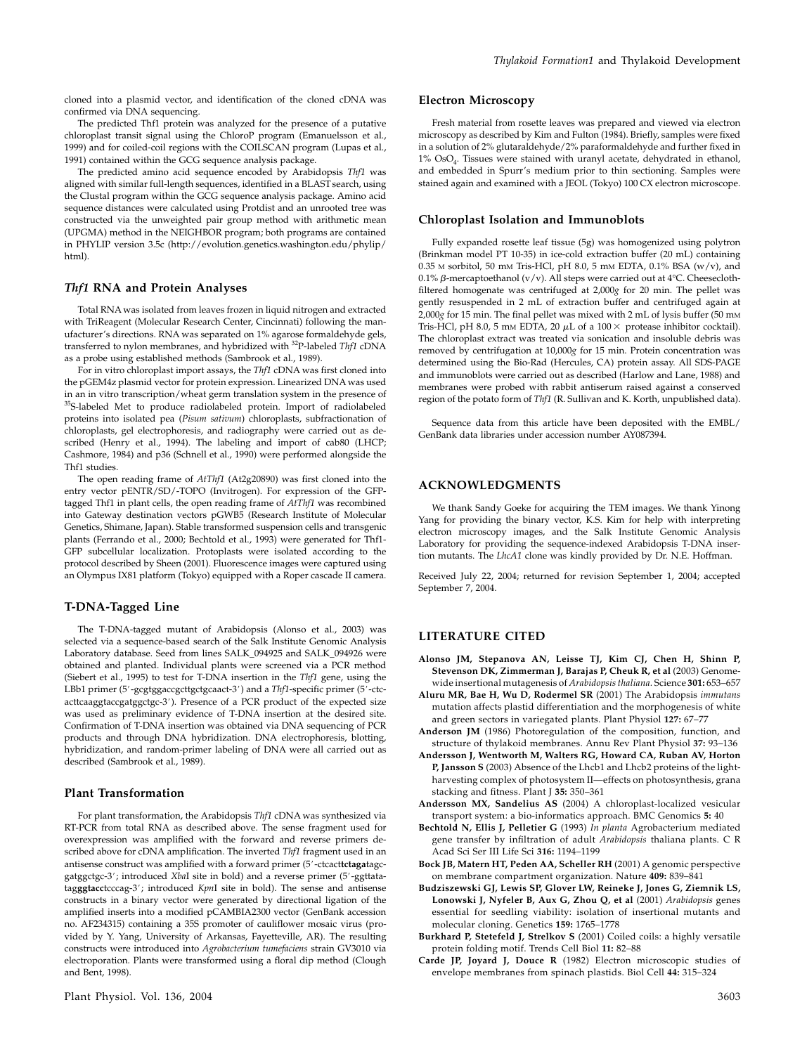cloned into a plasmid vector, and identification of the cloned cDNA was confirmed via DNA sequencing.

The predicted Thf1 protein was analyzed for the presence of a putative chloroplast transit signal using the ChloroP program (Emanuelsson et al., 1999) and for coiled-coil regions with the COILSCAN program (Lupas et al., 1991) contained within the GCG sequence analysis package.

The predicted amino acid sequence encoded by Arabidopsis *Thf1* was aligned with similar full-length sequences, identified in a BLAST search, using the Clustal program within the GCG sequence analysis package. Amino acid sequence distances were calculated using Protdist and an unrooted tree was constructed via the unweighted pair group method with arithmetic mean (UPGMA) method in the NEIGHBOR program; both programs are contained in PHYLIP version 3.5c (http://evolution.genetics.washington.edu/phylip/html).

## *Thf1* RNA and Protein Analyses

Total RNA was isolated from leaves frozen in liquid nitrogen and extracted with TriReagent (Molecular Research Center, Cincinnati) following the manufacturer's directions. RNA was separated on 1% agarose formaldehyde gels, transferred to nylon membranes, and hybridized with $^{32}$P-labeled *Thf1* cDNA as a probe using established methods (Sambrook et al., 1989).

For in vitro chloroplast import assays, the *Thf1* cDNA was first cloned into the pGEM4z plasmid vector for protein expression. Linearized DNA was used in an in vitro transcription/wheat germ translation system in the presence of $^{35}$S-labeled Met to produce radiolabeled protein. Import of radiolabeled proteins into isolated pea (*Pisum sativum*) chloroplasts, subfractionation of chloroplasts, gel electrophoresis, and radiography were carried out as described (Henry et al., 1994). The labeling and import of cab80 (LHCP; Cashmore, 1984) and p36 (Schnell et al., 1990) were performed alongside the Thf1 studies.

The open reading frame of *AtThf1* (At2g20890) was first cloned into the entry vector pENTR/SD/-TOPO (Invitrogen). For expression of the GFP-tagged Thf1 in plant cells, the open reading frame of *AtThf1* was recombined into Gateway destination vectors pGWB5 (Research Institute of Molecular Genetics, Shimane, Japan). Stable transformed suspension cells and transgenic plants (Ferrando et al., 2000; Bechtold et al., 1993) were generated for Thf1-GFP subcellular localization. Protoplasts were isolated according to the protocol described by Sheen (2001). Fluorescence images were captured using an Olympus IX81 platform (Tokyo) equipped with a Roper cascade II camera.

## T-DNA-Tagged Line

The T-DNA-tagged mutant of Arabidopsis (Alonso et al., 2003) was selected via a sequence-based search of the Salk Institute Genomic Analysis Laboratory database. Seed from lines SALK_094925 and SALK_094926 were obtained and planted. Individual plants were screened via a PCR method (Siebert et al., 1995) to test for T-DNA insertion in the *Thf1* gene, using the LBb1 primer (5′-gcgtggaccgcttgctgcaact-3′) and a *Thf1*-specific primer (5′-ctcacttcaaggtaccgatggctgc-3′). Presence of a PCR product of the expected size was used as preliminary evidence of T-DNA insertion at the desired site. Confirmation of T-DNA insertion was obtained via DNA sequencing of PCR products and through DNA hybridization. DNA electrophoresis, blotting, hybridization, and random-primer labeling of DNA were all carried out as described (Sambrook et al., 1989).

## Plant Transformation

For plant transformation, the Arabidopsis *Thf1* cDNA was synthesized via RT-PCR from total RNA as described above. The sense fragment used for overexpression was amplified with the forward and reverse primers described above for cDNA amplification. The inverted *Thf1* fragment used in an antisense construct was amplified with a forward primer (5′-ctcact**tctaga**tagcgatggctgc-3′; introduced *Xba*I site in bold) and a reverse primer (5′-ggttatatag**ggtacc**tcccag-3′; introduced *Kpn*I site in bold). The sense and antisense constructs in a binary vector were generated by directional ligation of the amplified inserts into a modified pCAMBIA2300 vector (GenBank accession no. AF234315) containing a 35S promoter of cauliflower mosaic virus (provided by Y. Yang, University of Arkansas, Fayetteville, AR). The resulting constructs were introduced into *Agrobacterium tumefaciens* strain GV3010 via electroporation. Plants were transformed using a floral dip method (Clough and Bent, 1998).

## Electron Microscopy

Fresh material from rosette leaves was prepared and viewed via electron microscopy as described by Kim and Fulton (1984). Briefly, samples were fixed in a solution of 2% glutaraldehyde/2% paraformaldehyde and further fixed in 1% $OsO_4$. Tissues were stained with uranyl acetate, dehydrated in ethanol, and embedded in Spurr's medium prior to thin sectioning. Samples were stained again and examined with a JEOL (Tokyo) 100 CX electron microscope.

## Chloroplast Isolation and Immunoblots

Fully expanded rosette leaf tissue (5g) was homogenized using polytron (Brinkman model PT 10-35) in ice-cold extraction buffer (20 mL) containing 0.35 M sorbitol, 50 mM Tris-HCl, pH 8.0, 5 mM EDTA, 0.1% BSA (w/v), and 0.1% $\beta$-mercaptoethanol (v/v). All steps were carried out at 4°C. Cheesecloth-filtered homogenate was centrifuged at 2,000*g* for 20 min. The pellet was gently resuspended in 2 mL of extraction buffer and centrifuged again at 2,000*g* for 15 min. The final pellet was mixed with 2 mL of lysis buffer (50 mM Tris-HCl, pH 8.0, 5 mM EDTA, 20 $\mu$L of a 100× protease inhibitor cocktail). The chloroplast extract was treated via sonication and insoluble debris was removed by centrifugation at 10,000*g* for 15 min. Protein concentration was determined using the Bio-Rad (Hercules, CA) protein assay. All SDS-PAGE and immunoblots were carried out as described (Harlow and Lane, 1988) and membranes were probed with rabbit antiserum raised against a conserved region of the potato form of *Thf1* (R. Sullivan and K. Korth, unpublished data).

Sequence data from this article have been deposited with the EMBL/GenBank data libraries under accession number AY087394.

## ACKNOWLEDGMENTS

We thank Sandy Goeke for acquiring the TEM images. We thank Yinong Yang for providing the binary vector, K.S. Kim for help with interpreting electron microscopy images, and the Salk Institute Genomic Analysis Laboratory for providing the sequence-indexed Arabidopsis T-DNA insertion mutants. The *LhcA1* clone was kindly provided by Dr. N.E. Hoffman.

Received July 22, 2004; returned for revision September 1, 2004; accepted September 7, 2004.

## LITERATURE CITED

**Alonso JM, Stepanova AN, Leisse TJ, Kim CJ, Chen H, Shinn P, Stevenson DK, Zimmerman J, Barajas P, Cheuk R, et al** (2003) Genome-wide insertional mutagenesis of *Arabidopsis thaliana*. Science **301:** 653–657

**Aluru MR, Bae H, Wu D, Rodermel SR** (2001) The Arabidopsis *immutans* mutation affects plastid differentiation and the morphogenesis of white and green sectors in variegated plants. Plant Physiol **127:** 67–77

**Anderson JM** (1986) Photoregulation of the composition, function, and structure of thylakoid membranes. Annu Rev Plant Physiol **37:** 93–136

**Andersson J, Wentworth M, Walters RG, Howard CA, Ruban AV, Horton P, Jansson S** (2003) Absence of the Lhcb1 and Lhcb2 proteins of the light-harvesting complex of photosystem II—effects on photosynthesis, grana stacking and fitness. Plant J **35:** 350–361

**Andersson MX, Sandelius AS** (2004) A chloroplast-localized vesicular transport system: a bio-informatics approach. BMC Genomics **5:** 40

**Bechtold N, Ellis J, Pelletier G** (1993) *In planta* Agrobacterium mediated gene transfer by infiltration of adult *Arabidopsis* thaliana plants. C R Acad Sci Ser III Life Sci **316:** 1194–1199

**Bock JB, Matern HT, Peden AA, Scheller RH** (2001) A genomic perspective on membrane compartment organization. Nature **409:** 839–841

**Budziszewski GJ, Lewis SP, Glover LW, Reineke J, Jones G, Ziemnik LS, Lonowski J, Nyfeler B, Aux G, Zhou Q, et al** (2001) *Arabidopsis* genes essential for seedling viability: isolation of insertional mutants and molecular cloning. Genetics **159:** 1765–1778

**Burkhard P, Stetefeld J, Strelkov S** (2001) Coiled coils: a highly versatile protein folding motif. Trends Cell Biol **11:** 82–88

**Carde JP, Joyard J, Douce R** (1982) Electron microscopic studies of envelope membranes from spinach plastids. Biol Cell **44:** 315–324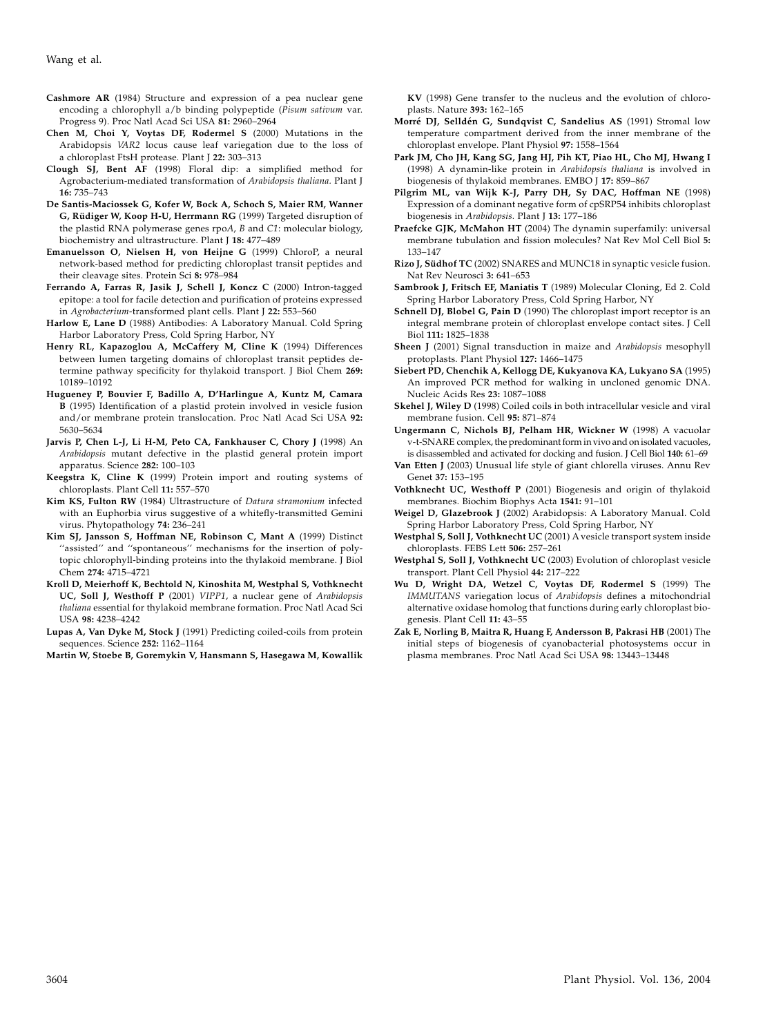**Cashmore AR** (1984) Structure and expression of a pea nuclear gene encoding a chlorophyll a/b binding polypeptide (*Pisum sativum* var. Progress 9). Proc Natl Acad Sci USA **81:** 2960–2964

**Chen M, Choi Y, Voytas DF, Rodermel S** (2000) Mutations in the Arabidopsis *VAR2* locus cause leaf variegation due to the loss of a chloroplast FtsH protease. Plant J **22:** 303–313

**Clough SJ, Bent AF** (1998) Floral dip: a simplified method for Agrobacterium-mediated transformation of *Arabidopsis thaliana*. Plant J **16:** 735–743

**De Santis-Maciossek G, Kofer W, Bock A, Schoch S, Maier RM, Wanner G, Rüdiger W, Koop H-U, Herrmann RG** (1999) Targeted disruption of the plastid RNA polymerase genes rpo*A*, *B* and *C1*: molecular biology, biochemistry and ultrastructure. Plant J **18:** 477–489

**Emanuelsson O, Nielsen H, von Heijne G** (1999) ChloroP, a neural network-based method for predicting chloroplast transit peptides and their cleavage sites. Protein Sci **8:** 978–984

**Ferrando A, Farras R, Jasik J, Schell J, Koncz C** (2000) Intron-tagged epitope: a tool for facile detection and purification of proteins expressed in *Agrobacterium*-transformed plant cells. Plant J **22:** 553–560

**Harlow E, Lane D** (1988) Antibodies: A Laboratory Manual. Cold Spring Harbor Laboratory Press, Cold Spring Harbor, NY

**Henry RL, Kapazoglou A, McCaffery M, Cline K** (1994) Differences between lumen targeting domains of chloroplast transit peptides determine pathway specificity for thylakoid transport. J Biol Chem **269:** 10189–10192

**Hugueney P, Bouvier F, Badillo A, D'Harlingue A, Kuntz M, Camara B** (1995) Identification of a plastid protein involved in vesicle fusion and/or membrane protein translocation. Proc Natl Acad Sci USA **92:** 5630–5634

**Jarvis P, Chen L-J, Li H-M, Peto CA, Fankhauser C, Chory J** (1998) An *Arabidopsis* mutant defective in the plastid general protein import apparatus. Science **282:** 100–103

**Keegstra K, Cline K** (1999) Protein import and routing systems of chloroplasts. Plant Cell **11:** 557–570

**Kim KS, Fulton RW** (1984) Ultrastructure of *Datura stramonium* infected with an Euphorbia virus suggestive of a whitefly-transmitted Gemini virus. Phytopathology **74:** 236–241

**Kim SJ, Jansson S, Hoffman NE, Robinson C, Mant A** (1999) Distinct ''assisted'' and ''spontaneous'' mechanisms for the insertion of polytopic chlorophyll-binding proteins into the thylakoid membrane. J Biol Chem **274:** 4715–4721

**Kroll D, Meierhoff K, Bechtold N, Kinoshita M, Westphal S, Vothknecht UC, Soll J, Westhoff P** (2001) *VIPP1*, a nuclear gene of *Arabidopsis thaliana* essential for thylakoid membrane formation. Proc Natl Acad Sci USA **98:** 4238–4242

**Lupas A, Van Dyke M, Stock J** (1991) Predicting coiled-coils from protein sequences. Science **252:** 1162–1164

**Martin W, Stoebe B, Goremykin V, Hansmann S, Hasegawa M, Kowallik KV** (1998) Gene transfer to the nucleus and the evolution of chloroplasts. Nature **393:** 162–165

**Morré DJ, Selldén G, Sundqvist C, Sandelius AS** (1991) Stromal low temperature compartment derived from the inner membrane of the chloroplast envelope. Plant Physiol **97:** 1558–1564

**Park JM, Cho JH, Kang SG, Jang HJ, Pih KT, Piao HL, Cho MJ, Hwang I** (1998) A dynamin-like protein in *Arabidopsis thaliana* is involved in biogenesis of thylakoid membranes. EMBO J **17:** 859–867

**Pilgrim ML, van Wijk K-J, Parry DH, Sy DAC, Hoffman NE** (1998) Expression of a dominant negative form of cpSRP54 inhibits chloroplast biogenesis in *Arabidopsis*. Plant J **13:** 177–186

**Praefcke GJK, McMahon HT** (2004) The dynamin superfamily: universal membrane tubulation and fission molecules? Nat Rev Mol Cell Biol **5:** 133–147

**Rizo J, Südhof TC** (2002) SNARES and MUNC18 in synaptic vesicle fusion. Nat Rev Neurosci **3:** 641–653

**Sambrook J, Fritsch EF, Maniatis T** (1989) Molecular Cloning, Ed 2. Cold Spring Harbor Laboratory Press, Cold Spring Harbor, NY

**Schnell DJ, Blobel G, Pain D** (1990) The chloroplast import receptor is an integral membrane protein of chloroplast envelope contact sites. J Cell Biol **111:** 1825–1838

**Sheen J** (2001) Signal transduction in maize and *Arabidopsis* mesophyll protoplasts. Plant Physiol **127:** 1466–1475

**Siebert PD, Chenchik A, Kellogg DE, Kukyanova KA, Lukyano SA** (1995) An improved PCR method for walking in uncloned genomic DNA. Nucleic Acids Res **23:** 1087–1088

**Skehel J, Wiley D** (1998) Coiled coils in both intracellular vesicle and viral membrane fusion. Cell **95:** 871–874

**Ungermann C, Nichols BJ, Pelham HR, Wickner W** (1998) A vacuolar v-t-SNARE complex, the predominant form in vivo and on isolated vacuoles, is disassembled and activated for docking and fusion. J Cell Biol **140:** 61–69

**Van Etten J** (2003) Unusual life style of giant chlorella viruses. Annu Rev Genet **37:** 153–195

**Vothknecht UC, Westhoff P** (2001) Biogenesis and origin of thylakoid membranes. Biochim Biophys Acta **1541:** 91–101

**Weigel D, Glazebrook J** (2002) Arabidopsis: A Laboratory Manual. Cold Spring Harbor Laboratory Press, Cold Spring Harbor, NY

**Westphal S, Soll J, Vothknecht UC** (2001) A vesicle transport system inside chloroplasts. FEBS Lett **506:** 257–261

**Westphal S, Soll J, Vothknecht UC** (2003) Evolution of chloroplast vesicle transport. Plant Cell Physiol **44:** 217–222

**Wu D, Wright DA, Wetzel C, Voytas DF, Rodermel S** (1999) The *IMMUTANS* variegation locus of *Arabidopsis* defines a mitochondrial alternative oxidase homolog that functions during early chloroplast biogenesis. Plant Cell **11:** 43–55

**Zak E, Norling B, Maitra R, Huang F, Andersson B, Pakrasi HB** (2001) The initial steps of biogenesis of cyanobacterial photosystems occur in plasma membranes. Proc Natl Acad Sci USA **98:** 13443–13448